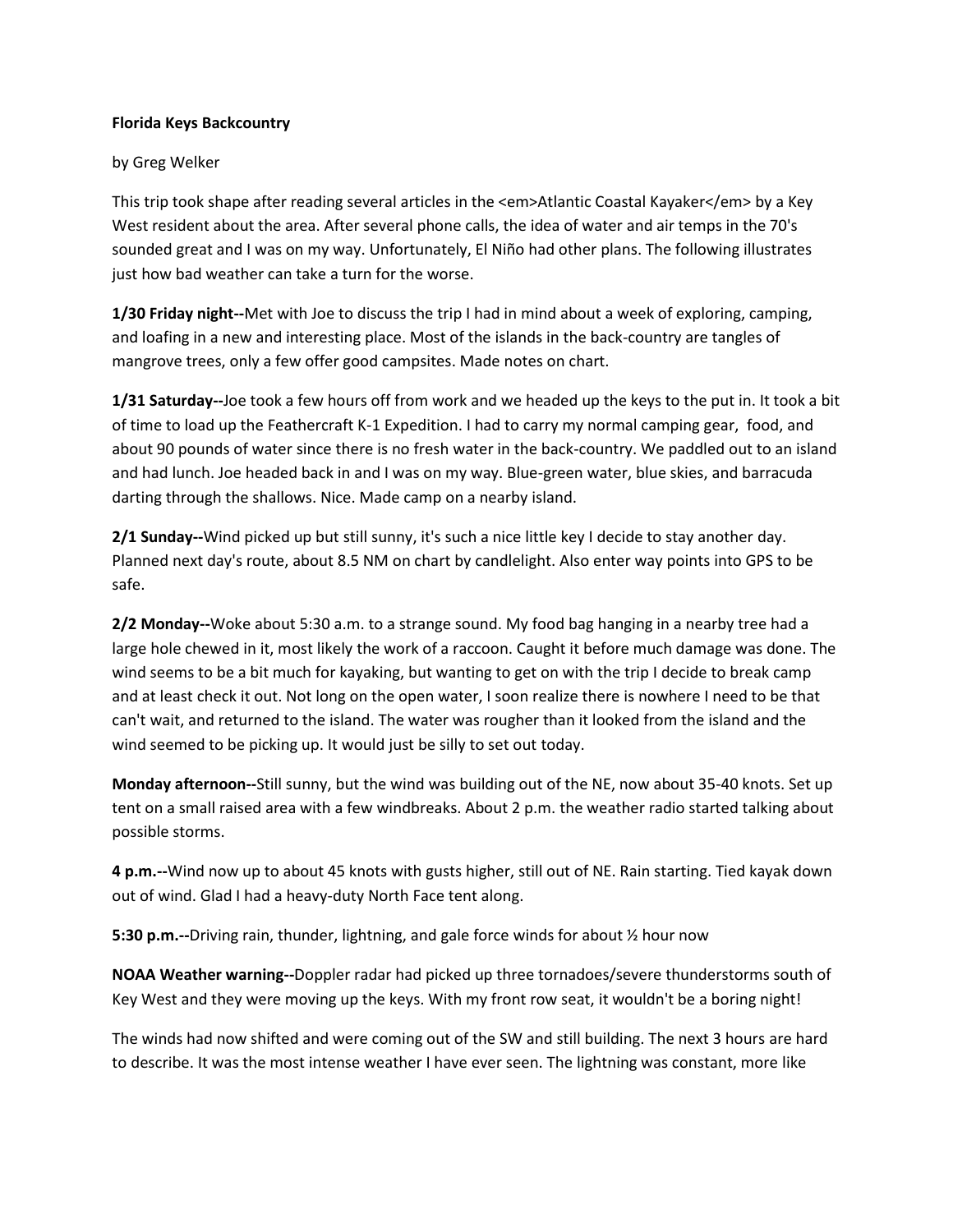**Florida Keys Backcountry**

by Greg Welker

This trip took shape after reading several articles in the <em>Atlantic Coastal Kayaker</em> by a Key West resident about the area. After several phone calls, the idea of water and air temps in the 70's sounded great and I was on my way. Unfortunately, El Niño had other plans. The following illustrates just how bad weather can take a turn for the worse.

**1/30 Friday night--**Met with Joe to discuss the trip I had in mind about a week of exploring, camping, and loafing in a new and interesting place. Most of the islands in the back-country are tangles of mangrove trees, only a few offer good campsites. Made notes on chart.

**1/31 Saturday--**Joe took a few hours off from work and we headed up the keys to the put in. It took a bit of time to load up the Feathercraft K-1 Expedition. I had to carry my normal camping gear, food, and about 90 pounds of water since there is no fresh water in the back-country. We paddled out to an island and had lunch. Joe headed back in and I was on my way. Blue-green water, blue skies, and barracuda darting through the shallows. Nice. Made camp on a nearby island.

**2/1 Sunday--**Wind picked up but still sunny, it's such a nice little key I decide to stay another day. Planned next day's route, about 8.5 NM on chart by candlelight. Also enter way points into GPS to be safe.

**2/2 Monday--**Woke about 5:30 a.m. to a strange sound. My food bag hanging in a nearby tree had a large hole chewed in it, most likely the work of a raccoon. Caught it before much damage was done. The wind seems to be a bit much for kayaking, but wanting to get on with the trip I decide to break camp and at least check it out. Not long on the open water, I soon realize there is nowhere I need to be that can't wait, and returned to the island. The water was rougher than it looked from the island and the wind seemed to be picking up. It would just be silly to set out today.

**Monday afternoon--**Still sunny, but the wind was building out of the NE, now about 35-40 knots. Set up tent on a small raised area with a few windbreaks. About 2 p.m. the weather radio started talking about possible storms.

**4 p.m.--**Wind now up to about 45 knots with gusts higher, still out of NE. Rain starting. Tied kayak down out of wind. Glad I had a heavy-duty North Face tent along.

**5:30 p.m.--**Driving rain, thunder, lightning, and gale force winds for about ½ hour now

**NOAA Weather warning--**Doppler radar had picked up three tornadoes/severe thunderstorms south of Key West and they were moving up the keys. With my front row seat, it wouldn't be a boring night!

The winds had now shifted and were coming out of the SW and still building. The next 3 hours are hard to describe. It was the most intense weather I have ever seen. The lightning was constant, more like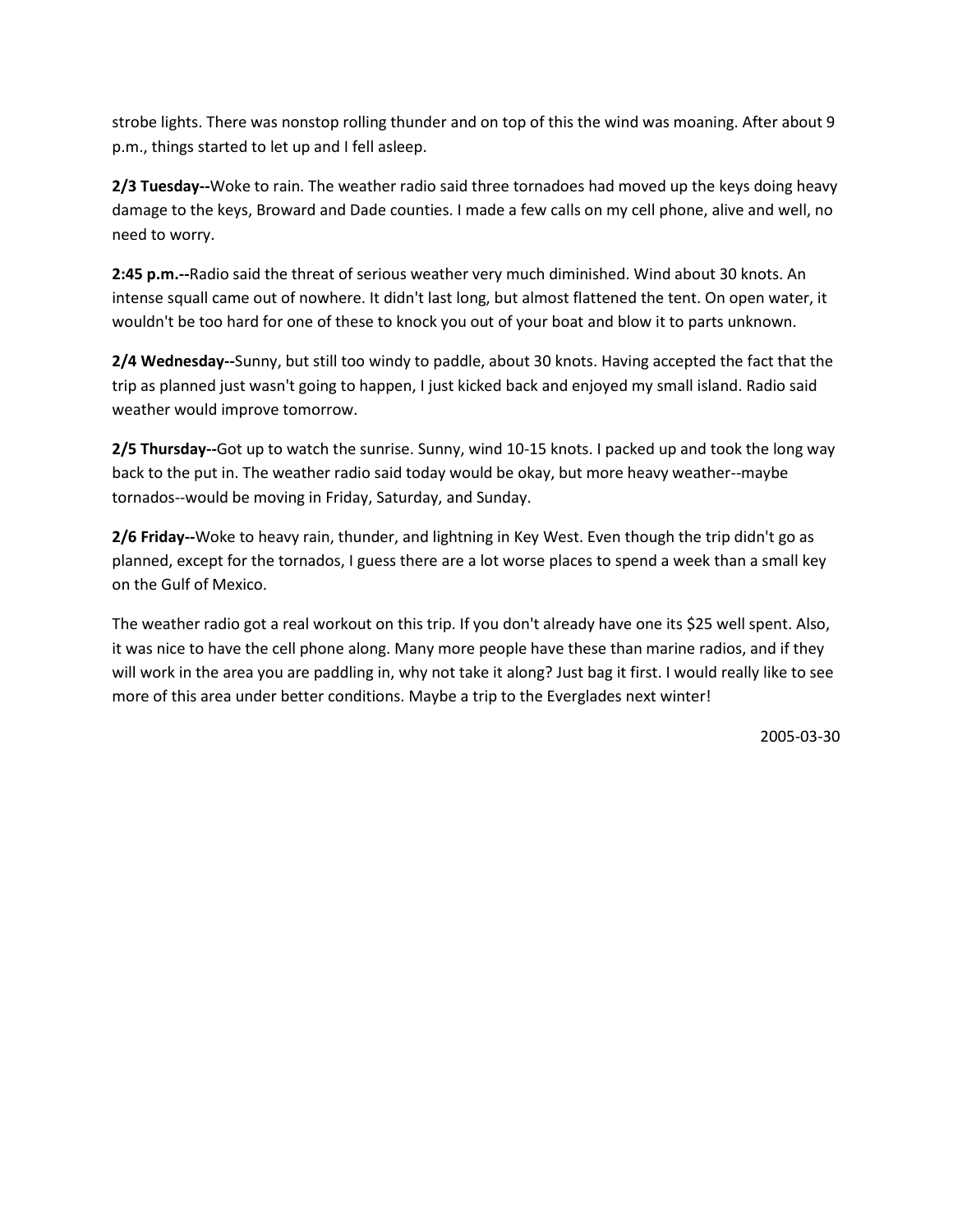strobe lights. There was nonstop rolling thunder and on top of this the wind was moaning. After about 9 p.m., things started to let up and I fell asleep.

**2/3 Tuesday--**Woke to rain. The weather radio said three tornadoes had moved up the keys doing heavy damage to the keys, Broward and Dade counties. I made a few calls on my cell phone, alive and well, no need to worry.

**2:45 p.m.--**Radio said the threat of serious weather very much diminished. Wind about 30 knots. An intense squall came out of nowhere. It didn't last long, but almost flattened the tent. On open water, it wouldn't be too hard for one of these to knock you out of your boat and blow it to parts unknown.

**2/4 Wednesday--**Sunny, but still too windy to paddle, about 30 knots. Having accepted the fact that the trip as planned just wasn't going to happen, I just kicked back and enjoyed my small island. Radio said weather would improve tomorrow.

**2/5 Thursday--**Got up to watch the sunrise. Sunny, wind 10-15 knots. I packed up and took the long way back to the put in. The weather radio said today would be okay, but more heavy weather--maybe tornados--would be moving in Friday, Saturday, and Sunday.

**2/6 Friday--**Woke to heavy rain, thunder, and lightning in Key West. Even though the trip didn't go as planned, except for the tornados, I guess there are a lot worse places to spend a week than a small key on the Gulf of Mexico.

The weather radio got a real workout on this trip. If you don't already have one its $25 well spent. Also, it was nice to have the cell phone along. Many more people have these than marine radios, and if they will work in the area you are paddling in, why not take it along? Just bag it first. I would really like to see more of this area under better conditions. Maybe a trip to the Everglades next winter!

2005-03-30